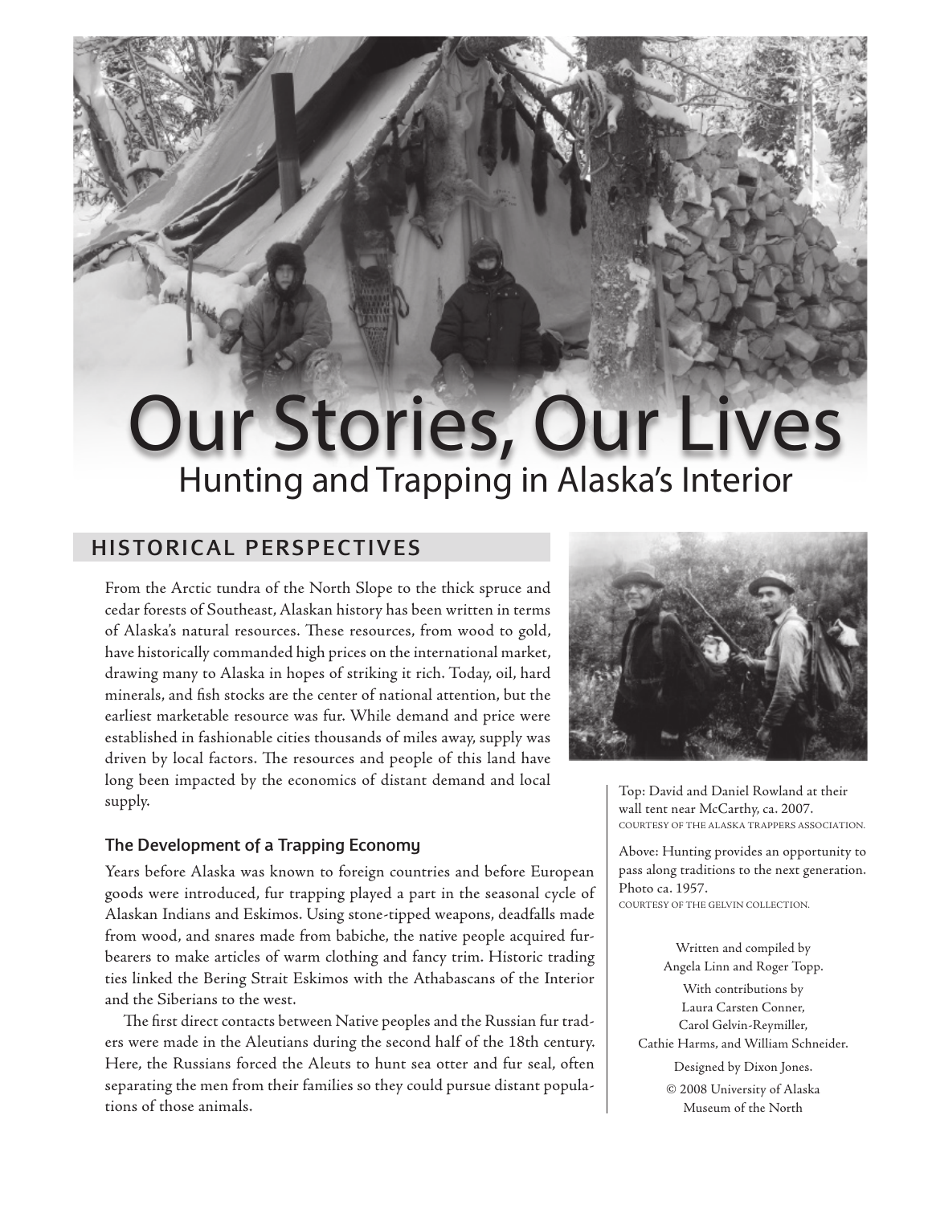# Our Stories, Our Lives

## Hunting and Trapping in Alaska's Interior

## HISTORICAL PERSPECTIVES

From the Arctic tundra of the North Slope to the thick spruce and cedar forests of Southeast, Alaskan history has been written in terms of Alaska's natural resources. These resources, from wood to gold, have historically commanded high prices on the international market, drawing many to Alaska in hopes of striking it rich. Today, oil, hard minerals, and fish stocks are the center of national attention, but the earliest marketable resource was fur. While demand and price were established in fashionable cities thousands of miles away, supply was driven by local factors. The resources and people of this land have long been impacted by the economics of distant demand and local supply.

### The Development of a Trapping Economy

Years before Alaska was known to foreign countries and before European goods were introduced, fur trapping played a part in the seasonal cycle of Alaskan Indians and Eskimos. Using stone-tipped weapons, deadfalls made from wood, and snares made from babiche, the native people acquired fur-bearers to make articles of warm clothing and fancy trim. Historic trading ties linked the Bering Strait Eskimos with the Athabascans of the Interior and the Siberians to the west.

The first direct contacts between Native peoples and the Russian fur traders were made in the Aleutians during the second half of the 18th century. Here, the Russians forced the Aleuts to hunt sea otter and fur seal, often separating the men from their families so they could pursue distant populations of those animals.

Top: David and Daniel Rowland at their wall tent near McCarthy, ca. 2007.
COURTESY OF THE ALASKA TRAPPERS ASSOCIATION.

Above: Hunting provides an opportunity to pass along traditions to the next generation. Photo ca. 1957.
COURTESY OF THE GELVIN COLLECTION.

Written and compiled by Angela Linn and Roger Topp.

With contributions by Laura Carsten Conner, Carol Gelvin-Reymiller, Cathie Harms, and William Schneider.

Designed by Dixon Jones.

© 2008 University of Alaska Museum of the North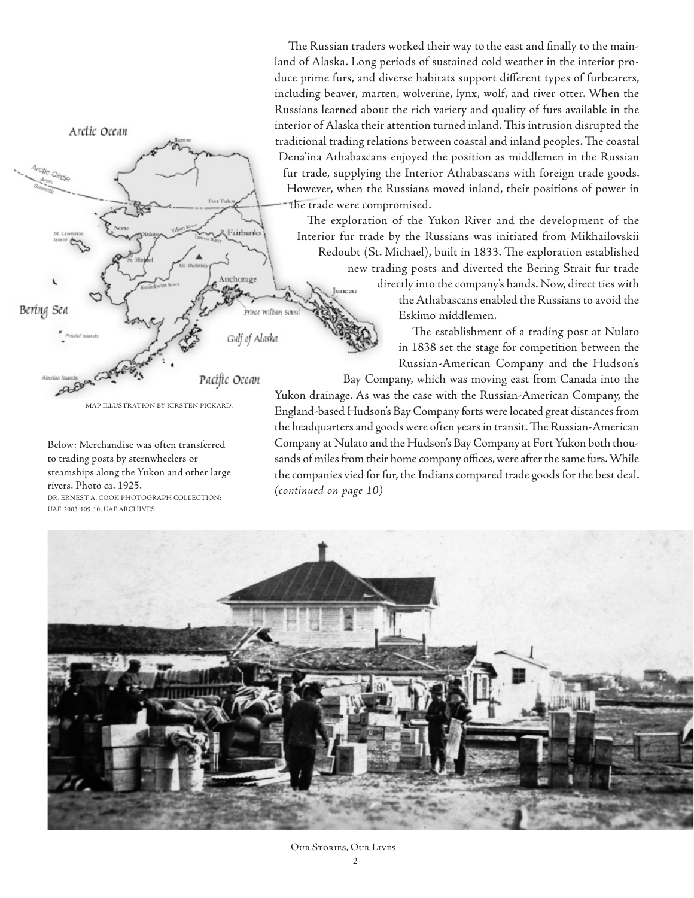The Russian traders worked their way to the east and finally to the mainland of Alaska. Long periods of sustained cold weather in the interior produce prime furs, and diverse habitats support different types of furbearers, including beaver, marten, wolverine, lynx, wolf, and river otter. When the Russians learned about the rich variety and quality of furs available in the interior of Alaska their attention turned inland. This intrusion disrupted the traditional trading relations between coastal and inland peoples. The coastal Dena'ina Athabascans enjoyed the position as middlemen in the Russian fur trade, supplying the Interior Athabascans with foreign trade goods. However, when the Russians moved inland, their positions of power in the trade were compromised.

The exploration of the Yukon River and the development of the Interior fur trade by the Russians was initiated from Mikhailovskii Redoubt (St. Michael), built in 1833. The exploration established new trading posts and diverted the Bering Strait fur trade directly into the company's hands. Now, direct ties with the Athabascans enabled the Russians to avoid the Eskimo middlemen.

The establishment of a trading post at Nulato in 1838 set the stage for competition between the Russian-American Company and the Hudson's Bay Company, which was moving east from Canada into the Yukon drainage. As was the case with the Russian-American Company, the England-based Hudson's Bay Company forts were located great distances from the headquarters and goods were often years in transit. The Russian-American Company at Nulato and the Hudson's Bay Company at Fort Yukon both thousands of miles from their home company offices, were after the same furs. While the companies vied for fur, the Indians compared trade goods for the best deal. *(continued on page 10)*

MAP ILLUSTRATION BY KIRSTEN PICKARD.

Below: Merchandise was often transferred to trading posts by sternwheelers or steamships along the Yukon and other large rivers. Photo ca. 1925.
DR. ERNEST A. COOK PHOTOGRAPH COLLECTION; UAF-2003-109-10; UAF ARCHIVES.

Our Stories, Our Lives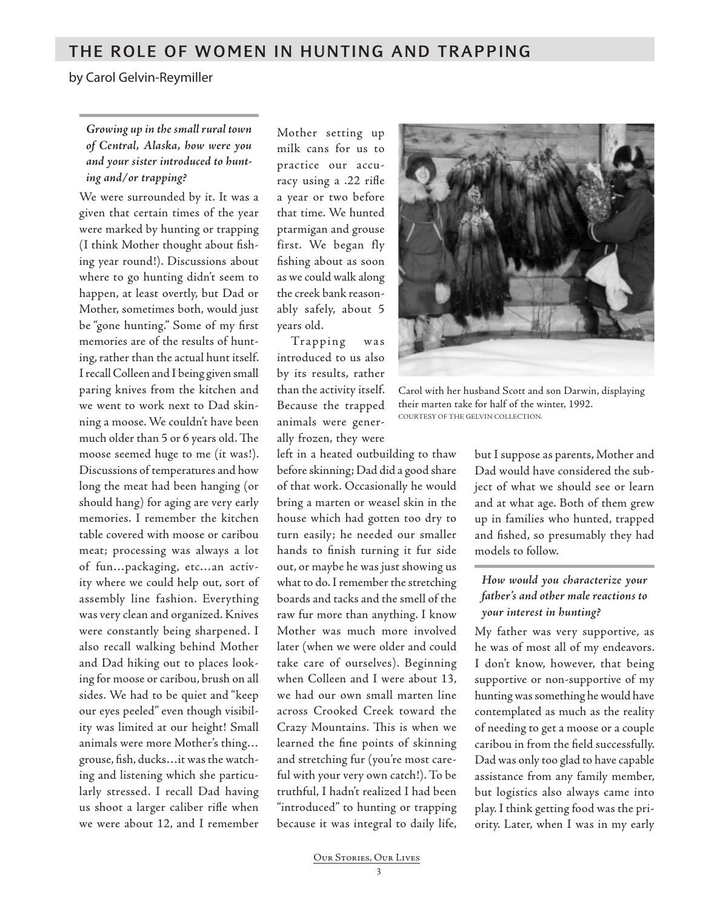# THE ROLE OF WOMEN IN HUNTING AND TRAPPING

by Carol Gelvin-Reymiller

***Growing up in the small rural town of Central, Alaska, how were you and your sister introduced to hunting and/or trapping?***

We were surrounded by it. It was a given that certain times of the year were marked by hunting or trapping (I think Mother thought about fishing year round!). Discussions about where to go hunting didn't seem to happen, at least overtly, but Dad or Mother, sometimes both, would just be "gone hunting." Some of my first memories are of the results of hunting, rather than the actual hunt itself. I recall Colleen and I being given small paring knives from the kitchen and we went to work next to Dad skinning a moose. We couldn't have been much older than 5 or 6 years old. The moose seemed huge to me (it was!). Discussions of temperatures and how long the meat had been hanging (or should hang) for aging are very early memories. I remember the kitchen table covered with moose or caribou meat; processing was always a lot of fun…packaging, etc…an activity where we could help out, sort of assembly line fashion. Everything was very clean and organized. Knives were constantly being sharpened. I also recall walking behind Mother and Dad hiking out to places looking for moose or caribou, brush on all sides. We had to be quiet and "keep our eyes peeled" even though visibility was limited at our height! Small animals were more Mother's thing…grouse, fish, ducks…it was the watching and listening which she particularly stressed. I recall Dad having us shoot a larger caliber rifle when we were about 12, and I remember Mother setting up milk cans for us to practice our accuracy using a .22 rifle a year or two before that time. We hunted ptarmigan and grouse first. We began fly fishing about as soon as we could walk along the creek bank reasonably safely, about 5 years old.

Trapping was introduced to us also by its results, rather than the activity itself. Because the trapped animals were generally frozen, they were left in a heated outbuilding to thaw before skinning; Dad did a good share of that work. Occasionally he would bring a marten or weasel skin in the house which had gotten too dry to turn easily; he needed our smaller hands to finish turning it fur side out, or maybe he was just showing us what to do. I remember the stretching boards and tacks and the smell of the raw fur more than anything. I know Mother was much more involved later (when we were older and could take care of ourselves). Beginning when Colleen and I were about 13, we had our own small marten line across Crooked Creek toward the Crazy Mountains. This is when we learned the fine points of skinning and stretching fur (you're most careful with your very own catch!). To be truthful, I hadn't realized I had been "introduced" to hunting or trapping because it was integral to daily life, but I suppose as parents, Mother and Dad would have considered the subject of what we should see or learn and at what age. Both of them grew up in families who hunted, trapped and fished, so presumably they had models to follow.

Carol with her husband Scott and son Darwin, displaying their marten take for half of the winter, 1992.
COURTESY OF THE GELVIN COLLECTION.

***How would you characterize your father's and other male reactions to your interest in hunting?***

My father was very supportive, as he was of most all of my endeavors. I don't know, however, that being supportive or non-supportive of my hunting was something he would have contemplated as much as the reality of needing to get a moose or a couple caribou in from the field successfully. Dad was only too glad to have capable assistance from any family member, but logistics also always came into play. I think getting food was the priority. Later, when I was in my early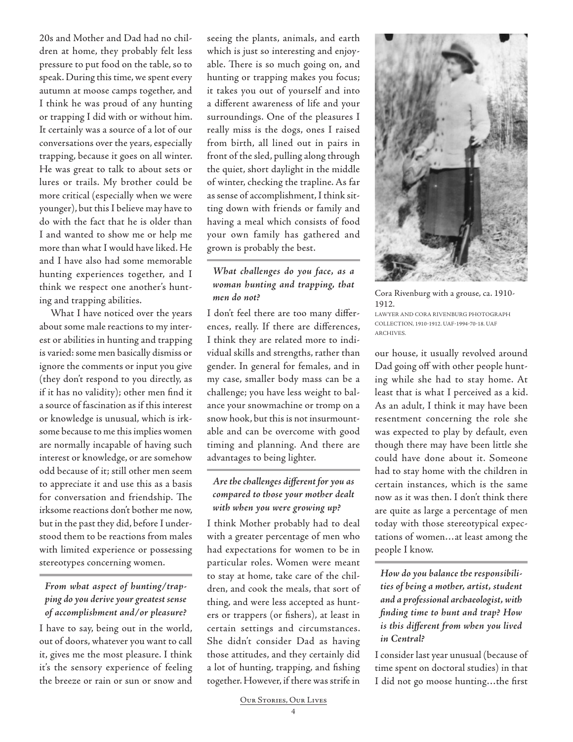20s and Mother and Dad had no children at home, they probably felt less pressure to put food on the table, so to speak. During this time, we spent every autumn at moose camps together, and I think he was proud of any hunting or trapping I did with or without him. It certainly was a source of a lot of our conversations over the years, especially trapping, because it goes on all winter. He was great to talk to about sets or lures or trails. My brother could be more critical (especially when we were younger), but this I believe may have to do with the fact that he is older than I and wanted to show me or help me more than what I would have liked. He and I have also had some memorable hunting experiences together, and I think we respect one another's hunting and trapping abilities.

What I have noticed over the years about some male reactions to my interest or abilities in hunting and trapping is varied: some men basically dismiss or ignore the comments or input you give (they don't respond to you directly, as if it has no validity); other men find it a source of fascination as if this interest or knowledge is unusual, which is irksome because to me this implies women are normally incapable of having such interest or knowledge, or are somehow odd because of it; still other men seem to appreciate it and use this as a basis for conversation and friendship. The irksome reactions don't bother me now, but in the past they did, before I understood them to be reactions from males with limited experience or possessing stereotypes concerning women.

***From what aspect of hunting/trapping do you derive your greatest sense of accomplishment and/or pleasure?***

I have to say, being out in the world, out of doors, whatever you want to call it, gives me the most pleasure. I think it's the sensory experience of feeling the breeze or rain or sun or snow and seeing the plants, animals, and earth which is just so interesting and enjoyable. There is so much going on, and hunting or trapping makes you focus; it takes you out of yourself and into a different awareness of life and your surroundings. One of the pleasures I really miss is the dogs, ones I raised from birth, all lined out in pairs in front of the sled, pulling along through the quiet, short daylight in the middle of winter, checking the trapline. As far as sense of accomplishment, I think sitting down with friends or family and having a meal which consists of food your own family has gathered and grown is probably the best.

***What challenges do you face, as a woman hunting and trapping, that men do not?***

I don't feel there are too many differences, really. If there are differences, I think they are related more to individual skills and strengths, rather than gender. In general for females, and in my case, smaller body mass can be a challenge; you have less weight to balance your snowmachine or tromp on a snow hook, but this is not insurmountable and can be overcome with good timing and planning. And there are advantages to being lighter.

***Are the challenges different for you as compared to those your mother dealt with when you were growing up?***

I think Mother probably had to deal with a greater percentage of men who had expectations for women to be in particular roles. Women were meant to stay at home, take care of the children, and cook the meals, that sort of thing, and were less accepted as hunters or trappers (or fishers), at least in certain settings and circumstances. She didn't consider Dad as having those attitudes, and they certainly did a lot of hunting, trapping, and fishing together. However, if there was strife in our house, it usually revolved around Dad going off with other people hunting while she had to stay home. At least that is what I perceived as a kid. As an adult, I think it may have been resentment concerning the role she was expected to play by default, even though there may have been little she could have done about it. Someone had to stay home with the children in certain instances, which is the same now as it was then. I don't think there are quite as large a percentage of men today with those stereotypical expectations of women…at least among the people I know.

Cora Rivenburg with a grouse, ca. 1910-1912.
LAWYER AND CORA RIVENBURG PHOTOGRAPH COLLECTION, 1910-1912. UAF-1994-70-18. UAF ARCHIVES.

***How do you balance the responsibilities of being a mother, artist, student and a professional archaeologist, with finding time to hunt and trap? How is this different from when you lived in Central?***

I consider last year unusual (because of time spent on doctoral studies) in that I did not go moose hunting…the first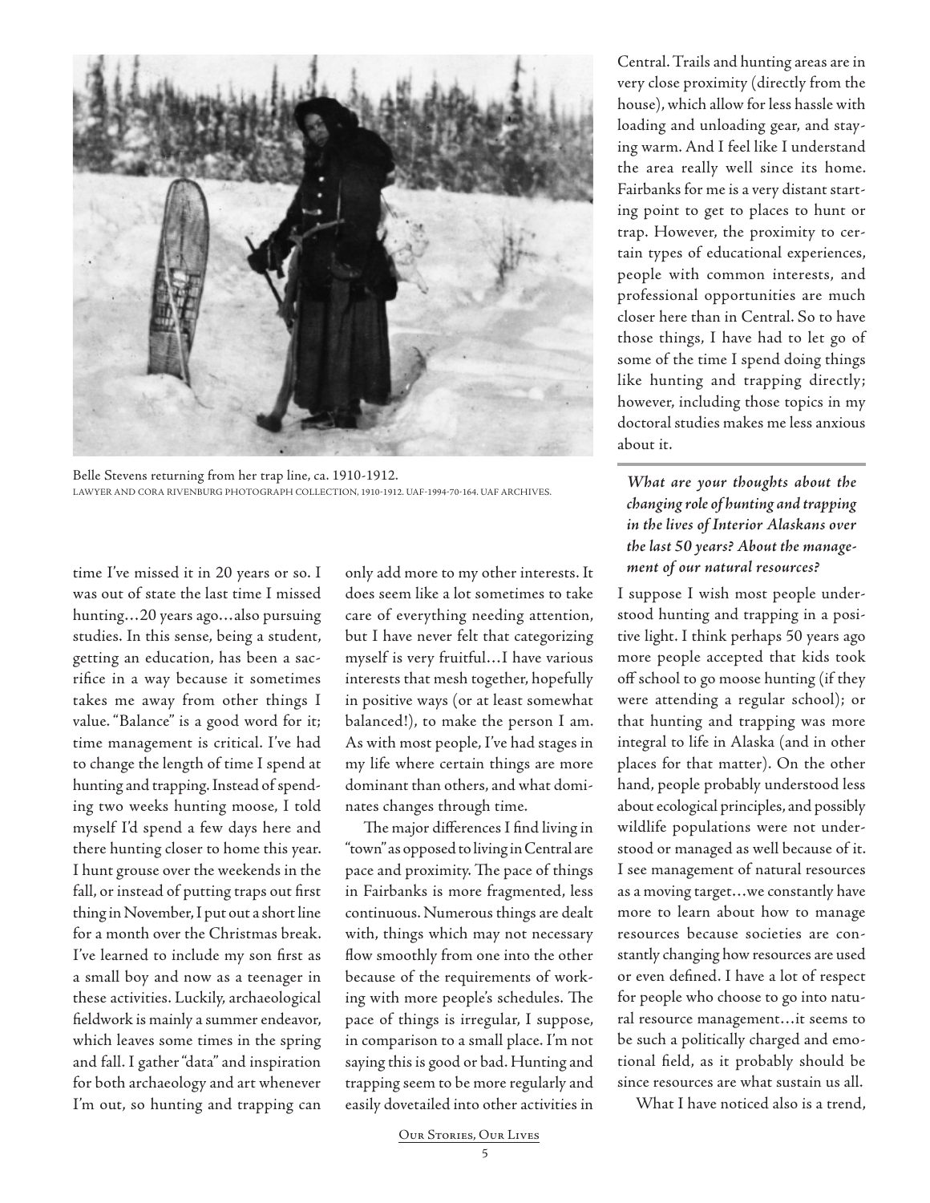Belle Stevens returning from her trap line, ca. 1910-1912.
LAWYER AND CORA RIVENBURG PHOTOGRAPH COLLECTION, 1910-1912. UAF-1994-70-164. UAF ARCHIVES.

time I've missed it in 20 years or so. I was out of state the last time I missed hunting…20 years ago…also pursuing studies. In this sense, being a student, getting an education, has been a sacrifice in a way because it sometimes takes me away from other things I value. "Balance" is a good word for it; time management is critical. I've had to change the length of time I spend at hunting and trapping. Instead of spending two weeks hunting moose, I told myself I'd spend a few days here and there hunting closer to home this year. I hunt grouse over the weekends in the fall, or instead of putting traps out first thing in November, I put out a short line for a month over the Christmas break. I've learned to include my son first as a small boy and now as a teenager in these activities. Luckily, archaeological fieldwork is mainly a summer endeavor, which leaves some times in the spring and fall. I gather "data" and inspiration for both archaeology and art whenever I'm out, so hunting and trapping can only add more to my other interests. It does seem like a lot sometimes to take care of everything needing attention, but I have never felt that categorizing myself is very fruitful…I have various interests that mesh together, hopefully in positive ways (or at least somewhat balanced!), to make the person I am. As with most people, I've had stages in my life where certain things are more dominant than others, and what dominates changes through time.

The major differences I find living in "town" as opposed to living in Central are pace and proximity. The pace of things in Fairbanks is more fragmented, less continuous. Numerous things are dealt with, things which may not necessary flow smoothly from one into the other because of the requirements of working with more people's schedules. The pace of things is irregular, I suppose, in comparison to a small place. I'm not saying this is good or bad. Hunting and trapping seem to be more regularly and easily dovetailed into other activities in Central. Trails and hunting areas are in very close proximity (directly from the house), which allow for less hassle with loading and unloading gear, and staying warm. And I feel like I understand the area really well since its home. Fairbanks for me is a very distant starting point to get to places to hunt or trap. However, the proximity to certain types of educational experiences, people with common interests, and professional opportunities are much closer here than in Central. So to have those things, I have had to let go of some of the time I spend doing things like hunting and trapping directly; however, including those topics in my doctoral studies makes me less anxious about it.

***What are your thoughts about the changing role of hunting and trapping in the lives of Interior Alaskans over the last 50 years? About the management of our natural resources?***

I suppose I wish most people understood hunting and trapping in a positive light. I think perhaps 50 years ago more people accepted that kids took off school to go moose hunting (if they were attending a regular school); or that hunting and trapping was more integral to life in Alaska (and in other places for that matter). On the other hand, people probably understood less about ecological principles, and possibly wildlife populations were not understood or managed as well because of it. I see management of natural resources as a moving target…we constantly have more to learn about how to manage resources because societies are constantly changing how resources are used or even defined. I have a lot of respect for people who choose to go into natural resource management…it seems to be such a politically charged and emotional field, as it probably should be since resources are what sustain us all.

What I have noticed also is a trend,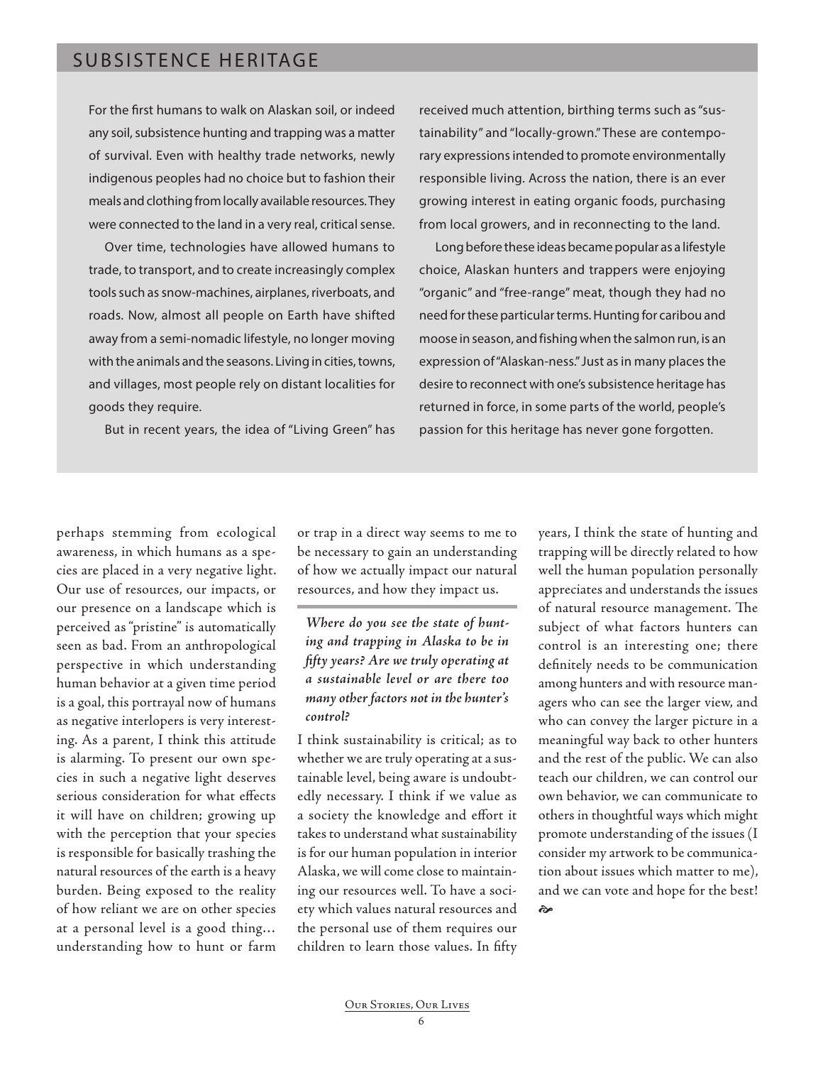## SUBSISTENCE HERITAGE

For the first humans to walk on Alaskan soil, or indeed any soil, subsistence hunting and trapping was a matter of survival. Even with healthy trade networks, newly indigenous peoples had no choice but to fashion their meals and clothing from locally available resources. They were connected to the land in a very real, critical sense.

Over time, technologies have allowed humans to trade, to transport, and to create increasingly complex tools such as snow-machines, airplanes, riverboats, and roads. Now, almost all people on Earth have shifted away from a semi-nomadic lifestyle, no longer moving with the animals and the seasons. Living in cities, towns, and villages, most people rely on distant localities for goods they require.

But in recent years, the idea of "Living Green" has received much attention, birthing terms such as "sustainability" and "locally-grown." These are contemporary expressions intended to promote environmentally responsible living. Across the nation, there is an ever growing interest in eating organic foods, purchasing from local growers, and in reconnecting to the land.

Long before these ideas became popular as a lifestyle choice, Alaskan hunters and trappers were enjoying "organic" and "free-range" meat, though they had no need for these particular terms. Hunting for caribou and moose in season, and fishing when the salmon run, is an expression of "Alaskan-ness." Just as in many places the desire to reconnect with one's subsistence heritage has returned in force, in some parts of the world, people's passion for this heritage has never gone forgotten.

---

perhaps stemming from ecological awareness, in which humans as a species are placed in a very negative light. Our use of resources, our impacts, or our presence on a landscape which is perceived as "pristine" is automatically seen as bad. From an anthropological perspective in which understanding human behavior at a given time period is a goal, this portrayal now of humans as negative interlopers is very interesting. As a parent, I think this attitude is alarming. To present our own species in such a negative light deserves serious consideration for what effects it will have on children; growing up with the perception that your species is responsible for basically trashing the natural resources of the earth is a heavy burden. Being exposed to the reality of how reliant we are on other species at a personal level is a good thing… understanding how to hunt or farm or trap in a direct way seems to me to be necessary to gain an understanding of how we actually impact our natural resources, and how they impact us.

***Where do you see the state of hunting and trapping in Alaska to be in fifty years? Are we truly operating at a sustainable level or are there too many other factors not in the hunter's control?***

I think sustainability is critical; as to whether we are truly operating at a sustainable level, being aware is undoubtedly necessary. I think if we value as a society the knowledge and effort it takes to understand what sustainability is for our human population in interior Alaska, we will come close to maintaining our resources well. To have a society which values natural resources and the personal use of them requires our children to learn those values. In fifty years, I think the state of hunting and trapping will be directly related to how well the human population personally appreciates and understands the issues of natural resource management. The subject of what factors hunters can control is an interesting one; there definitely needs to be communication among hunters and with resource managers who can see the larger view, and who can convey the larger picture in a meaningful way back to other hunters and the rest of the public. We can also teach our children, we can control our own behavior, we can communicate to others in thoughtful ways which might promote understanding of the issues (I consider my artwork to be communication about issues which matter to me), and we can vote and hope for the best!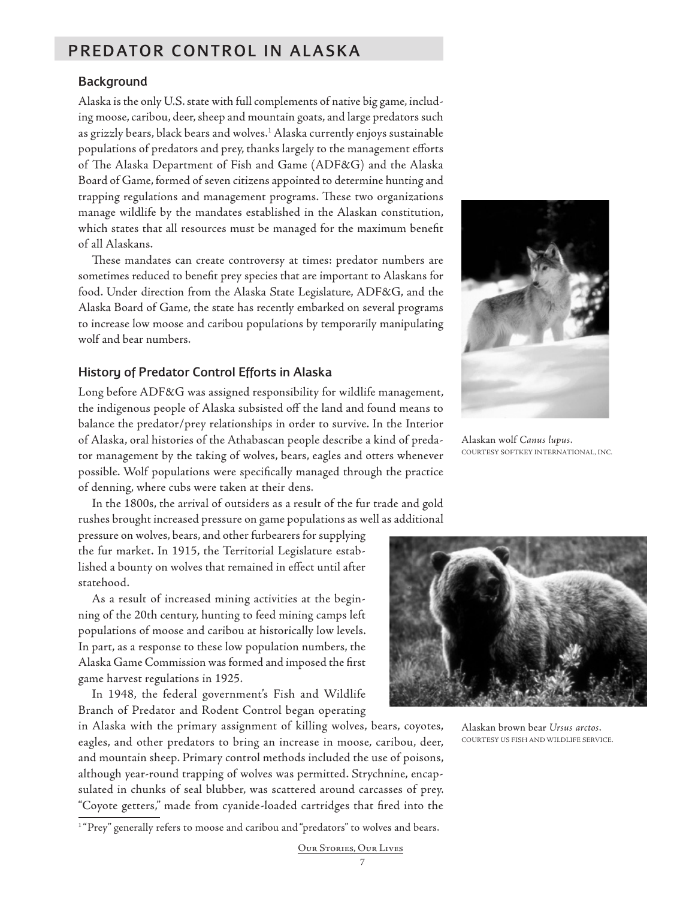# PREDATOR CONTROL IN ALASKA

## Background

Alaska is the only U.S. state with full complements of native big game, including moose, caribou, deer, sheep and mountain goats, and large predators such as grizzly bears, black bears and wolves.[1] Alaska currently enjoys sustainable populations of predators and prey, thanks largely to the management efforts of The Alaska Department of Fish and Game (ADF&G) and the Alaska Board of Game, formed of seven citizens appointed to determine hunting and trapping regulations and management programs. These two organizations manage wildlife by the mandates established in the Alaskan constitution, which states that all resources must be managed for the maximum benefit of all Alaskans.

These mandates can create controversy at times: predator numbers are sometimes reduced to benefit prey species that are important to Alaskans for food. Under direction from the Alaska State Legislature, ADF&G, and the Alaska Board of Game, the state has recently embarked on several programs to increase low moose and caribou populations by temporarily manipulating wolf and bear numbers.

## History of Predator Control Efforts in Alaska

Long before ADF&G was assigned responsibility for wildlife management, the indigenous people of Alaska subsisted off the land and found means to balance the predator/prey relationships in order to survive. In the Interior of Alaska, oral histories of the Athabascan people describe a kind of predator management by the taking of wolves, bears, eagles and otters whenever possible. Wolf populations were specifically managed through the practice of denning, where cubs were taken at their dens.

In the 1800s, the arrival of outsiders as a result of the fur trade and gold rushes brought increased pressure on game populations as well as additional pressure on wolves, bears, and other furbearers for supplying the fur market. In 1915, the Territorial Legislature established a bounty on wolves that remained in effect until after statehood.

As a result of increased mining activities at the beginning of the 20th century, hunting to feed mining camps left populations of moose and caribou at historically low levels. In part, as a response to these low population numbers, the Alaska Game Commission was formed and imposed the first game harvest regulations in 1925.

In 1948, the federal government's Fish and Wildlife Branch of Predator and Rodent Control began operating in Alaska with the primary assignment of killing wolves, bears, coyotes, eagles, and other predators to bring an increase in moose, caribou, deer, and mountain sheep. Primary control methods included the use of poisons, although year-round trapping of wolves was permitted. Strychnine, encapsulated in chunks of seal blubber, was scattered around carcasses of prey. "Coyote getters," made from cyanide-loaded cartridges that fired into the

Alaskan wolf *Canus lupus*.
COURTESY SOFTKEY INTERNATIONAL, INC.

Alaskan brown bear *Ursus arctos*.
COURTESY US FISH AND WILDLIFE SERVICE.

[1] "Prey" generally refers to moose and caribou and "predators" to wolves and bears.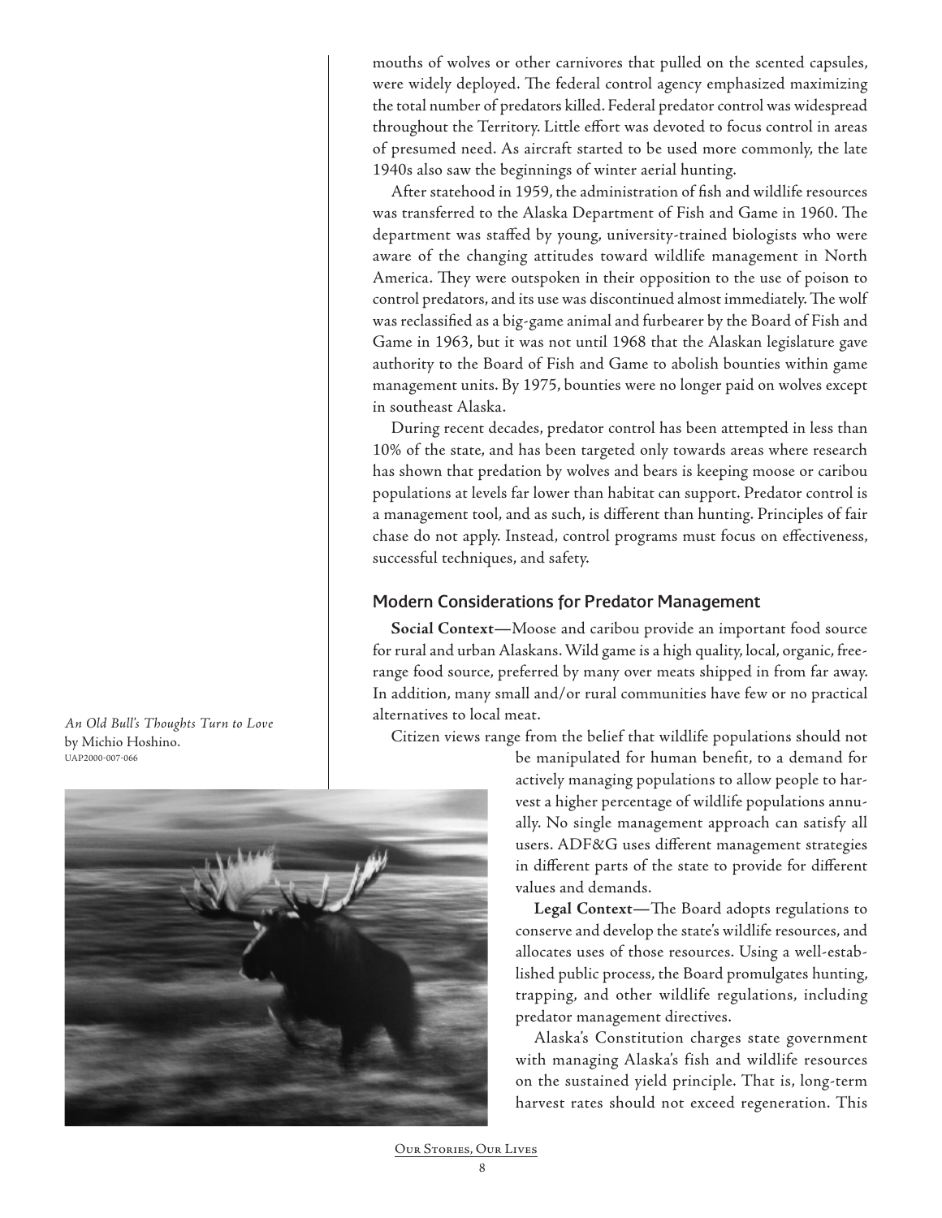mouths of wolves or other carnivores that pulled on the scented capsules, were widely deployed. The federal control agency emphasized maximizing the total number of predators killed. Federal predator control was widespread throughout the Territory. Little effort was devoted to focus control in areas of presumed need. As aircraft started to be used more commonly, the late 1940s also saw the beginnings of winter aerial hunting.

After statehood in 1959, the administration of fish and wildlife resources was transferred to the Alaska Department of Fish and Game in 1960. The department was staffed by young, university-trained biologists who were aware of the changing attitudes toward wildlife management in North America. They were outspoken in their opposition to the use of poison to control predators, and its use was discontinued almost immediately. The wolf was reclassified as a big-game animal and furbearer by the Board of Fish and Game in 1963, but it was not until 1968 that the Alaskan legislature gave authority to the Board of Fish and Game to abolish bounties within game management units. By 1975, bounties were no longer paid on wolves except in southeast Alaska.

During recent decades, predator control has been attempted in less than 10% of the state, and has been targeted only towards areas where research has shown that predation by wolves and bears is keeping moose or caribou populations at levels far lower than habitat can support. Predator control is a management tool, and as such, is different than hunting. Principles of fair chase do not apply. Instead, control programs must focus on effectiveness, successful techniques, and safety.

## Modern Considerations for Predator Management

**Social Context—**Moose and caribou provide an important food source for rural and urban Alaskans. Wild game is a high quality, local, organic, free-range food source, preferred by many over meats shipped in from far away. In addition, many small and/or rural communities have few or no practical alternatives to local meat.

Citizen views range from the belief that wildlife populations should not be manipulated for human benefit, to a demand for actively managing populations to allow people to harvest a higher percentage of wildlife populations annually. No single management approach can satisfy all users. ADF&G uses different management strategies in different parts of the state to provide for different values and demands.

*An Old Bull's Thoughts Turn to Love* by Michio Hoshino. UAP2000-007-066

**Legal Context—**The Board adopts regulations to conserve and develop the state's wildlife resources, and allocates uses of those resources. Using a well-established public process, the Board promulgates hunting, trapping, and other wildlife regulations, including predator management directives.

Alaska's Constitution charges state government with managing Alaska's fish and wildlife resources on the sustained yield principle. That is, long-term harvest rates should not exceed regeneration. This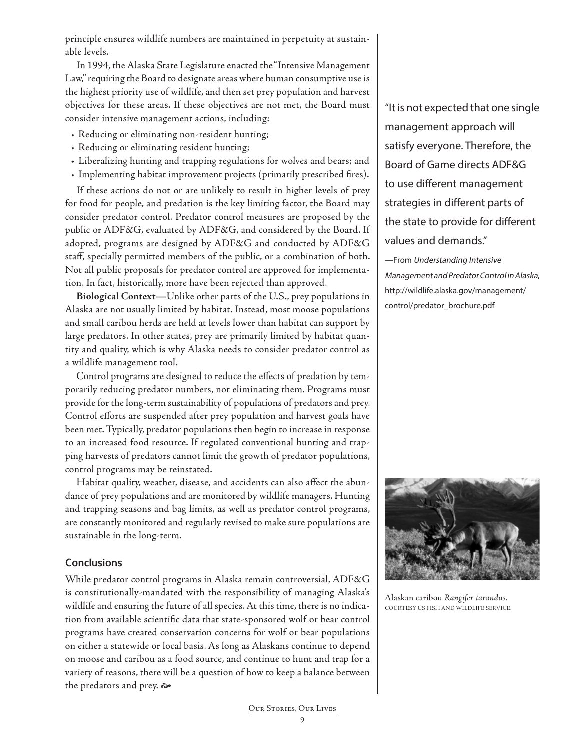principle ensures wildlife numbers are maintained in perpetuity at sustainable levels.

In 1994, the Alaska State Legislature enacted the "Intensive Management Law," requiring the Board to designate areas where human consumptive use is the highest priority use of wildlife, and then set prey population and harvest objectives for these areas. If these objectives are not met, the Board must consider intensive management actions, including:

- Reducing or eliminating non-resident hunting;
- Reducing or eliminating resident hunting;
- Liberalizing hunting and trapping regulations for wolves and bears; and
- Implementing habitat improvement projects (primarily prescribed fires).

If these actions do not or are unlikely to result in higher levels of prey for food for people, and predation is the key limiting factor, the Board may consider predator control. Predator control measures are proposed by the public or ADF&G, evaluated by ADF&G, and considered by the Board. If adopted, programs are designed by ADF&G and conducted by ADF&G staff, specially permitted members of the public, or a combination of both. Not all public proposals for predator control are approved for implementation. In fact, historically, more have been rejected than approved.

**Biological Context—** Unlike other parts of the U.S., prey populations in Alaska are not usually limited by habitat. Instead, most moose populations and small caribou herds are held at levels lower than habitat can support by large predators. In other states, prey are primarily limited by habitat quantity and quality, which is why Alaska needs to consider predator control as a wildlife management tool.

Control programs are designed to reduce the effects of predation by temporarily reducing predator numbers, not eliminating them. Programs must provide for the long-term sustainability of populations of predators and prey. Control efforts are suspended after prey population and harvest goals have been met. Typically, predator populations then begin to increase in response to an increased food resource. If regulated conventional hunting and trapping harvests of predators cannot limit the growth of predator populations, control programs may be reinstated.

Habitat quality, weather, disease, and accidents can also affect the abundance of prey populations and are monitored by wildlife managers. Hunting and trapping seasons and bag limits, as well as predator control programs, are constantly monitored and regularly revised to make sure populations are sustainable in the long-term.

## Conclusions

While predator control programs in Alaska remain controversial, ADF&G is constitutionally-mandated with the responsibility of managing Alaska's wildlife and ensuring the future of all species. At this time, there is no indication from available scientific data that state-sponsored wolf or bear control programs have created conservation concerns for wolf or bear populations on either a statewide or local basis. As long as Alaskans continue to depend on moose and caribou as a food source, and continue to hunt and trap for a variety of reasons, there will be a question of how to keep a balance between the predators and prey.

"It is not expected that one single management approach will satisfy everyone. Therefore, the Board of Game directs ADF&G to use different management strategies in different parts of the state to provide for different values and demands."

—From *Understanding Intensive Management and Predator Control in Alaska,* http://wildlife.alaska.gov/management/control/predator_brochure.pdf

Alaskan caribou *Rangifer tarandus*. COURTESY US FISH AND WILDLIFE SERVICE.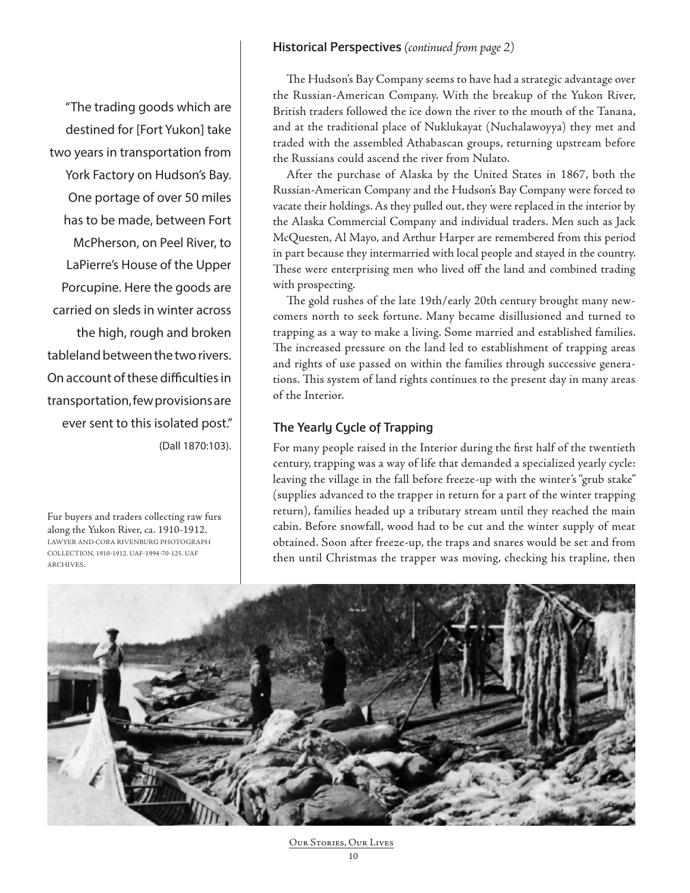“The trading goods which are destined for [Fort Yukon] take two years in transportation from York Factory on Hudson’s Bay. One portage of over 50 miles has to be made, between Fort McPherson, on Peel River, to LaPierre’s House of the Upper Porcupine. Here the goods are carried on sleds in winter across the high, rough and broken tableland between the two rivers. On account of these difficulties in transportation, few provisions are ever sent to this isolated post.”

(Dall 1870:103).

Fur buyers and traders collecting raw furs along the Yukon River, ca. 1910-1912. LAWYER AND CORA RIVENBURG PHOTOGRAPH COLLECTION, 1910-1912. UAF-1994-70-125. UAF ARCHIVES.

### Historical Perspectives *(continued from page 2)*

The Hudson’s Bay Company seems to have had a strategic advantage over the Russian-American Company. With the breakup of the Yukon River, British traders followed the ice down the river to the mouth of the Tanana, and at the traditional place of Nuklukayat (Nuchalawoyya) they met and traded with the assembled Athabascan groups, returning upstream before the Russians could ascend the river from Nulato.

After the purchase of Alaska by the United States in 1867, both the Russian-American Company and the Hudson’s Bay Company were forced to vacate their holdings. As they pulled out, they were replaced in the interior by the Alaska Commercial Company and individual traders. Men such as Jack McQuesten, Al Mayo, and Arthur Harper are remembered from this period in part because they intermarried with local people and stayed in the country. These were enterprising men who lived off the land and combined trading with prospecting.

The gold rushes of the late 19th/early 20th century brought many newcomers north to seek fortune. Many became disillusioned and turned to trapping as a way to make a living. Some married and established families. The increased pressure on the land led to establishment of trapping areas and rights of use passed on within the families through successive generations. This system of land rights continues to the present day in many areas of the Interior.

### The Yearly Cycle of Trapping

For many people raised in the Interior during the first half of the twentieth century, trapping was a way of life that demanded a specialized yearly cycle: leaving the village in the fall before freeze-up with the winter’s “grub stake” (supplies advanced to the trapper in return for a part of the winter trapping return), families headed up a tributary stream until they reached the main cabin. Before snowfall, wood had to be cut and the winter supply of meat obtained. Soon after freeze-up, the traps and snares would be set and from then until Christmas the trapper was moving, checking his trapline, then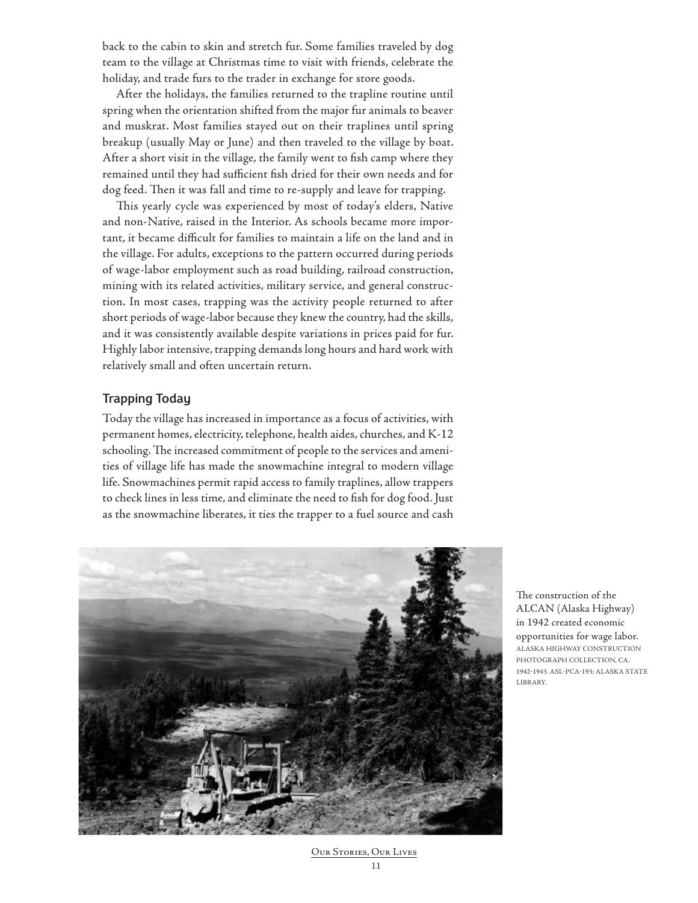back to the cabin to skin and stretch fur. Some families traveled by dog team to the village at Christmas time to visit with friends, celebrate the holiday, and trade furs to the trader in exchange for store goods.

After the holidays, the families returned to the trapline routine until spring when the orientation shifted from the major fur animals to beaver and muskrat. Most families stayed out on their traplines until spring breakup (usually May or June) and then traveled to the village by boat. After a short visit in the village, the family went to fish camp where they remained until they had sufficient fish dried for their own needs and for dog feed. Then it was fall and time to re-supply and leave for trapping.

This yearly cycle was experienced by most of today's elders, Native and non-Native, raised in the Interior. As schools became more important, it became difficult for families to maintain a life on the land and in the village. For adults, exceptions to the pattern occurred during periods of wage-labor employment such as road building, railroad construction, mining with its related activities, military service, and general construction. In most cases, trapping was the activity people returned to after short periods of wage-labor because they knew the country, had the skills, and it was consistently available despite variations in prices paid for fur. Highly labor intensive, trapping demands long hours and hard work with relatively small and often uncertain return.

## Trapping Today

Today the village has increased in importance as a focus of activities, with permanent homes, electricity, telephone, health aides, churches, and K-12 schooling. The increased commitment of people to the services and amenities of village life has made the snowmachine integral to modern village life. Snowmachines permit rapid access to family traplines, allow trappers to check lines in less time, and eliminate the need to fish for dog food. Just as the snowmachine liberates, it ties the trapper to a fuel source and cash

The construction of the ALCAN (Alaska Highway) in 1942 created economic opportunities for wage labor. ALASKA HIGHWAY CONSTRUCTION PHOTOGRAPH COLLECTION, CA. 1942-1943. ASL-PCA-193; ALASKA STATE LIBRARY.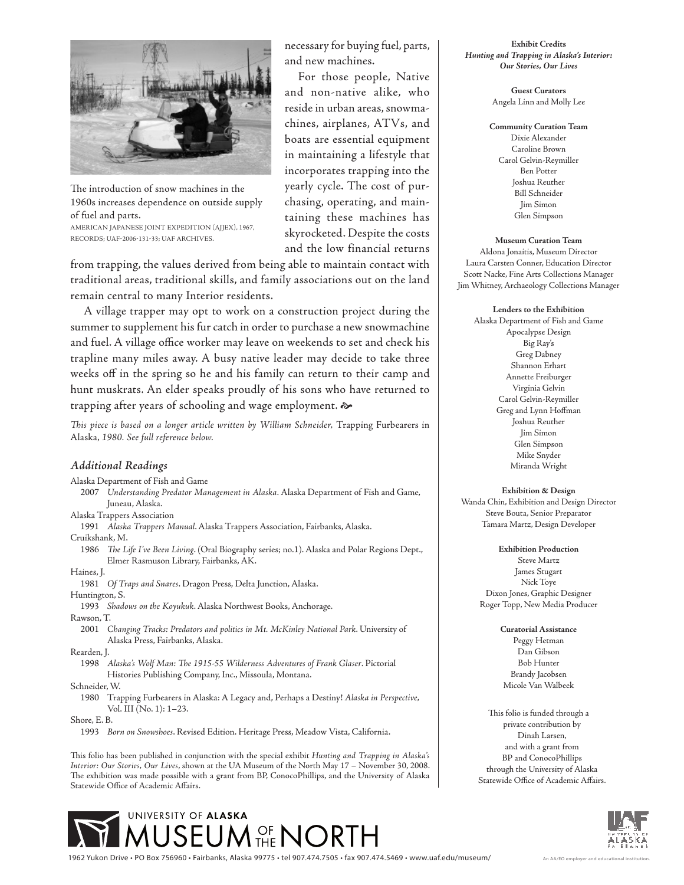The introduction of snow machines in the 1960s increases dependence on outside supply of fuel and parts.
AMERICAN JAPANESE JOINT EXPEDITION (AJJEX), 1967, RECORDS; UAF-2006-131-33; UAF ARCHIVES.

necessary for buying fuel, parts, and new machines.

For those people, Native and non-native alike, who reside in urban areas, snowmachines, airplanes, ATVs, and boats are essential equipment in maintaining a lifestyle that incorporates trapping into the yearly cycle. The cost of purchasing, operating, and maintaining these machines has skyrocketed. Despite the costs and the low financial returns from trapping, the values derived from being able to maintain contact with traditional areas, traditional skills, and family associations out on the land remain central to many Interior residents.

A village trapper may opt to work on a construction project during the summer to supplement his fur catch in order to purchase a new snowmachine and fuel. A village office worker may leave on weekends to set and check his trapline many miles away. A busy native leader may decide to take three weeks off in the spring so he and his family can return to their camp and hunt muskrats. An elder speaks proudly of his sons who have returned to trapping after years of schooling and wage employment.

*This piece is based on a longer article written by William Schneider,* Trapping Furbearers in Alaska, *1980. See full reference below.*

## *Additional Readings*

Alaska Department of Fish and Game
2007 *Understanding Predator Management in Alaska*. Alaska Department of Fish and Game, Juneau, Alaska.

Alaska Trappers Association
1991 *Alaska Trappers Manual*. Alaska Trappers Association, Fairbanks, Alaska.

Cruikshank, M.
1986 *The Life I've Been Living*. (Oral Biography series; no.1). Alaska and Polar Regions Dept., Elmer Rasmuson Library, Fairbanks, AK.

Haines, J.
1981 *Of Traps and Snares*. Dragon Press, Delta Junction, Alaska.

Huntington, S.
1993 *Shadows on the Koyukuk*. Alaska Northwest Books, Anchorage.

Rawson, T.
2001 *Changing Tracks: Predators and politics in Mt. McKinley National Park*. University of Alaska Press, Fairbanks, Alaska.

Rearden, J.
1998 *Alaska's Wolf Man: The 1915-55 Wilderness Adventures of Frank Glaser*. Pictorial Histories Publishing Company, Inc., Missoula, Montana.

Schneider, W.
1980 Trapping Furbearers in Alaska: A Legacy and, Perhaps a Destiny! *Alaska in Perspective*, Vol. III (No. 1): 1–23.

Shore, E. B.
1993 *Born on Snowshoes*. Revised Edition. Heritage Press, Meadow Vista, California.

This folio has been published in conjunction with the special exhibit *Hunting and Trapping in Alaska's Interior: Our Stories, Our Lives*, shown at the UA Museum of the North May 17 – November 30, 2008. The exhibition was made possible with a grant from BP, ConocoPhillips, and the University of Alaska Statewide Office of Academic Affairs.

**Exhibit Credits**
***Hunting and Trapping in Alaska's Interior: Our Stories, Our Lives***

**Guest Curators**
Angela Linn and Molly Lee

**Community Curation Team**
Dixie Alexander
Caroline Brown
Carol Gelvin-Reymiller
Ben Potter
Joshua Reuther
Bill Schneider
Jim Simon
Glen Simpson

**Museum Curation Team**
Aldona Jonaitis, Museum Director
Laura Carsten Conner, Education Director
Scott Nacke, Fine Arts Collections Manager
Jim Whitney, Archaeology Collections Manager

**Lenders to the Exhibition**
Alaska Department of Fish and Game
Apocalypse Design
Big Ray's
Greg Dabney
Shannon Erhart
Annette Freiburger
Virginia Gelvin
Carol Gelvin-Reymiller
Greg and Lynn Hoffman
Joshua Reuther
Jim Simon
Glen Simpson
Mike Snyder
Miranda Wright

**Exhibition & Design**
Wanda Chin, Exhibition and Design Director
Steve Bouta, Senior Preparator
Tamara Martz, Design Developer

**Exhibition Production**
Steve Martz
James Stugart
Nick Toye
Dixon Jones, Graphic Designer
Roger Topp, New Media Producer

**Curatorial Assistance**
Peggy Hetman
Dan Gibson
Bob Hunter
Brandy Jacobsen
Micole Van Walbeek

This folio is funded through a private contribution by Dinah Larsen, and with a grant from BP and ConocoPhillips through the University of Alaska Statewide Office of Academic Affairs.

UNIVERSITY OF ALASKA MUSEUM OF THE NORTH

1962 Yukon Drive • PO Box 756960 • Fairbanks, Alaska 99775 • tel 907.474.7505 • fax 907.474.5469 • www.uaf.edu/museum/

An AA/EO employer and educational institution.